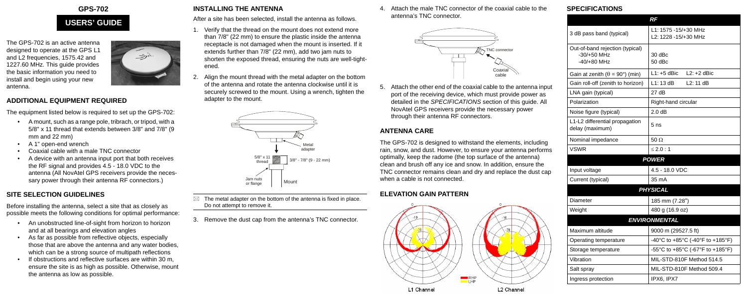# GPS-702

## USERS' GUIDE

The GPS-702 is an active antenna designed to operate at the GPS L1 and L2 frequencies, 1575.42 and 1227.60 MHz. This guide provides the basic information you need to install and begin using your new antenna.

## ADDITIONAL EQUIPMENT REQUIRED

The equipment listed below is required to set up the GPS-702:

- A mount, such as a range pole, tribrach, or tripod, with a 5/8" x 11 thread that extends between 3/8" and 7/8" (9 mm and 22 mm)
- A 1" open-end wrench
- Coaxial cable with a male TNC connector
- A device with an antenna input port that both receives the RF signal and provides 4.5 - 18.0 VDC to the antenna (All NovAtel GPS receivers provide the necessary power through their antenna RF connectors.)

## SITE SELECTION GUIDELINES

Before installing the antenna, select a site that as closely as possible meets the following conditions for optimal performance:

- An unobstructed line-of-sight from horizon to horizon and at all bearings and elevation angles
- As far as possible from reflective objects, especially those that are above the antenna and any water bodies, which can be a strong source of multipath reflections
- If obstructions and reflective surfaces are within 30 m, ensure the site is as high as possible. Otherwise, mount the antenna as low as possible.

## INSTALLING THE ANTENNA

After a site has been selected, install the antenna as follows.

1. Verify that the thread on the mount does not extend more than 7/8" (22 mm) to ensure the plastic inside the antenna receptacle is not damaged when the mount is inserted. If it extends further than 7/8" (22 mm), add two jam nuts to shorten the exposed thread, ensuring the nuts are well-tightened.
2. Align the mount thread with the metal adapter on the bottom of the antenna and rotate the antenna clockwise until it is securely screwed to the mount. Using a wrench, tighten the adapter to the mount.

Metal adapter

5/8" x 11 thread — 3/8" - 7/8" (9 - 22 mm)

Jam nuts or flange — Mount

The metal adapter on the bottom of the antenna is fixed in place. Do not attempt to remove it.

3. Remove the dust cap from the antenna's TNC connector.
4. Attach the male TNC connector of the coaxial cable to the antenna's TNC connector.

TNC connector

Coaxial cable

5. Attach the other end of the coaxial cable to the antenna input port of the receiving device, which must provide power as detailed in the *SPECIFICATIONS* section of this guide. All NovAtel GPS receivers provide the necessary power through their antenna RF connectors.

## ANTENNA CARE

The GPS-702 is designed to withstand the elements, including rain, snow, and dust. However, to ensure your antenna performs optimally, keep the radome (the top surface of the antenna) clean and brush off any ice and snow. In addition, ensure the TNC connector remains clean and dry and replace the dust cap when a cable is not connected.

## ELEVATION GAIN PATTERN

RHP / LHP

L1 Channel — L2 Channel

## SPECIFICATIONS

| RF | |
|---|---|
| 3 dB pass band (typical) | L1: 1575 -15/+30 MHz<br>L2: 1228 -15/+30 MHz |
| Out-of-band rejection (typical)<br>-30/+50 MHz<br>-40/+80 MHz | <br>30 dBc<br>50 dBc |
| Gain at zenith (θ = 90°) (min) | L1: +5 dBic L2: +2 dBic |
| Gain roll-off (zenith to horizon) | L1: 13 dB L2: 11 dB |
| LNA gain (typical) | 27 dB |
| Polarization | Right-hand circular |
| Noise figure (typical) | 2.0 dB |
| L1-L2 differential propagation delay (maximum) | 5 ns |
| Nominal impedance | 50 Ω |
| VSWR | ≤ 2.0 : 1 |
| **POWER** | |
| Input voltage | 4.5 - 18.0 VDC |
| Current (typical) | 35 mA |
| **PHYSICAL** | |
| Diameter | 185 mm (7.28") |
| Weight | 480 g (16.9 oz) |
| **ENVIRONMENTAL** | |
| Maximum altitude | 9000 m (29527.5 ft) |
| Operating temperature | -40°C to +85°C (-40°F to +185°F) |
| Storage temperature | -55°C to +85°C (-67°F to +185°F) |
| Vibration | MIL-STD-810F Method 514.5 |
| Salt spray | MIL-STD-810F Method 509.4 |
| Ingress protection | IPX6, IPX7 |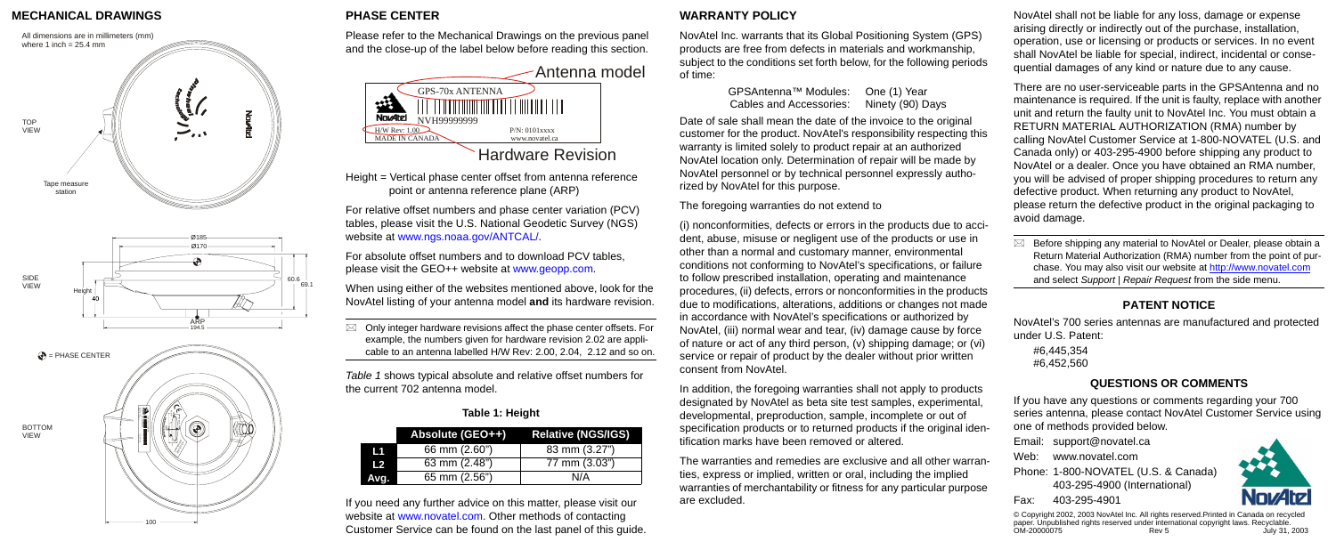## MECHANICAL DRAWINGS

All dimensions are in millimeters (mm) where 1 inch = 25.4 mm

TOP VIEW

Tape measure station

SIDE VIEW

Ø185
Ø170
60.6
69.1
Height
40
ARP
194.5

= PHASE CENTER

BOTTOM VIEW

100

## PHASE CENTER

Please refer to the Mechanical Drawings on the previous panel and the close-up of the label below before reading this section.

Antenna model

GPS-70x ANTENNA
NVH99999999
H/W Rev: 1.00
MADE IN CANADA
P/N: 0101xxxx
www.novatel.ca

Hardware Revision

Height = Vertical phase center offset from antenna reference point or antenna reference plane (ARP)

For relative offset numbers and phase center variation (PCV) tables, please visit the U.S. National Geodetic Survey (NGS) website at www.ngs.noaa.gov/ANTCAL/.

For absolute offset numbers and to download PCV tables, please visit the GEO++ website at www.geopp.com.

When using either of the websites mentioned above, look for the NovAtel listing of your antenna model **and** its hardware revision.

Only integer hardware revisions affect the phase center offsets. For example, the numbers given for hardware revision 2.02 are applicable to an antenna labelled H/W Rev: 2.00, 2.04, 2.12 and so on.

*Table 1* shows typical absolute and relative offset numbers for the current 702 antenna model.

**Table 1: Height**

| | Absolute (GEO++) | Relative (NGS/IGS) |
|---|---|---|
| L1 | 66 mm (2.60") | 83 mm (3.27") |
| L2 | 63 mm (2.48") | 77 mm (3.03") |
| Avg. | 65 mm (2.56") | N/A |

If you need any further advice on this matter, please visit our website at www.novatel.com. Other methods of contacting Customer Service can be found on the last panel of this guide.

## WARRANTY POLICY

NovAtel Inc. warrants that its Global Positioning System (GPS) products are free from defects in materials and workmanship, subject to the conditions set forth below, for the following periods of time:

GPSAntenna™ Modules: One (1) Year
Cables and Accessories: Ninety (90) Days

Date of sale shall mean the date of the invoice to the original customer for the product. NovAtel's responsibility respecting this warranty is limited solely to product repair at an authorized NovAtel location only. Determination of repair will be made by NovAtel personnel or by technical personnel expressly authorized by NovAtel for this purpose.

The foregoing warranties do not extend to

(i) nonconformities, defects or errors in the products due to accident, abuse, misuse or negligent use of the products or use in other than a normal and customary manner, environmental conditions not conforming to NovAtel's specifications, or failure to follow prescribed installation, operating and maintenance procedures, (ii) defects, errors or nonconformities in the products due to modifications, alterations, additions or changes not made in accordance with NovAtel's specifications or authorized by NovAtel, (iii) normal wear and tear, (iv) damage caused by force of nature or act of any third person, (v) shipping damage; or (vi) service or repair of product by the dealer without prior written consent from NovAtel.

In addition, the foregoing warranties shall not apply to products designated by NovAtel as beta site test samples, experimental, developmental, preproduction, sample, incomplete or out of specification products or to returned products if the original identification marks have been removed or altered.

The warranties and remedies are exclusive and all other warranties, express or implied, written or oral, including the implied warranties of merchantability or fitness for any particular purpose are excluded.

NovAtel shall not be liable for any loss, damage or expense arising directly or indirectly out of the purchase, installation, operation, use or licensing or products or services. In no event shall NovAtel be liable for special, indirect, incidental or consequential damages of any kind or nature due to any cause.

There are no user-serviceable parts in the GPSAntenna and no maintenance is required. If the unit is faulty, replace with another unit and return the faulty unit to NovAtel Inc. You must obtain a RETURN MATERIAL AUTHORIZATION (RMA) number by calling NovAtel Customer Service at 1-800-NOVATEL (U.S. and Canada only) or 403-295-4900 before shipping any product to NovAtel or a dealer. Once you have obtained an RMA number, you will be advised of proper shipping procedures to return any defective product. When returning any product to NovAtel, please return the defective product in the original packaging to avoid damage.

Before shipping any material to NovAtel or Dealer, please obtain a Return Material Authorization (RMA) number from the point of purchase. You may also visit our website at http://www.novatel.com and select *Support* | *Repair Request* from the side menu.

## PATENT NOTICE

NovAtel's 700 series antennas are manufactured and protected under U.S. Patent:

#6,445,354
#6,452,560

## QUESTIONS OR COMMENTS

If you have any questions or comments regarding your 700 series antenna, please contact NovAtel Customer Service using one of the methods provided below.

Email: support@novatel.ca
Web: www.novatel.com
Phone: 1-800-NOVATEL (U.S. & Canada)
403-295-4900 (International)
Fax: 403-295-4901

© Copyright 2002, 2003 NovAtel Inc. All rights reserved.Printed in Canada on recycled paper. Unpublished rights reserved under international copyright laws. Recyclable.
OM-20000075 Rev 5 July 31, 2003